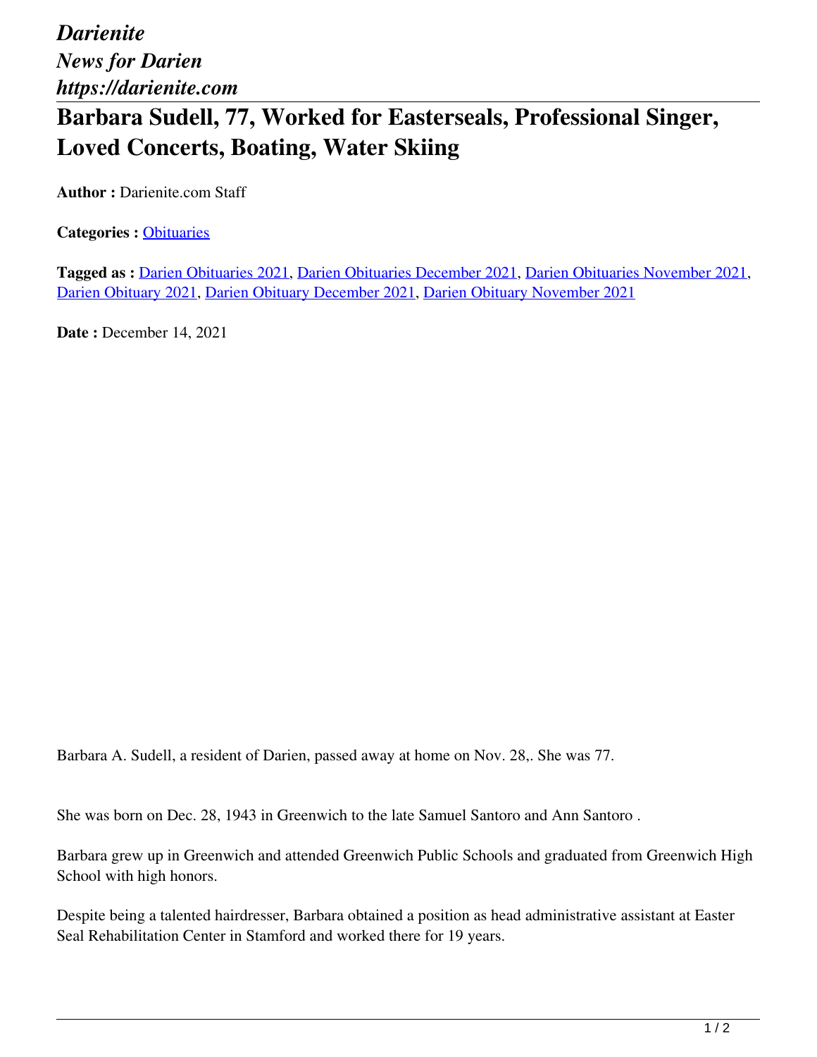*Darienite*
*News for Darien*
*https://darienite.com*

# Barbara Sudell, 77, Worked for Easterseals, Professional Singer, Loved Concerts, Boating, Water Skiing

**Author :** Darienite.com Staff

**Categories :** Obituaries

**Tagged as :** Darien Obituaries 2021, Darien Obituaries December 2021, Darien Obituaries November 2021, Darien Obituary 2021, Darien Obituary December 2021, Darien Obituary November 2021

**Date :** December 14, 2021

Barbara A. Sudell, a resident of Darien, passed away at home on Nov. 28,. She was 77.

She was born on Dec. 28, 1943 in Greenwich to the late Samuel Santoro and Ann Santoro .

Barbara grew up in Greenwich and attended Greenwich Public Schools and graduated from Greenwich High School with high honors.

Despite being a talented hairdresser, Barbara obtained a position as head administrative assistant at Easter Seal Rehabilitation Center in Stamford and worked there for 19 years.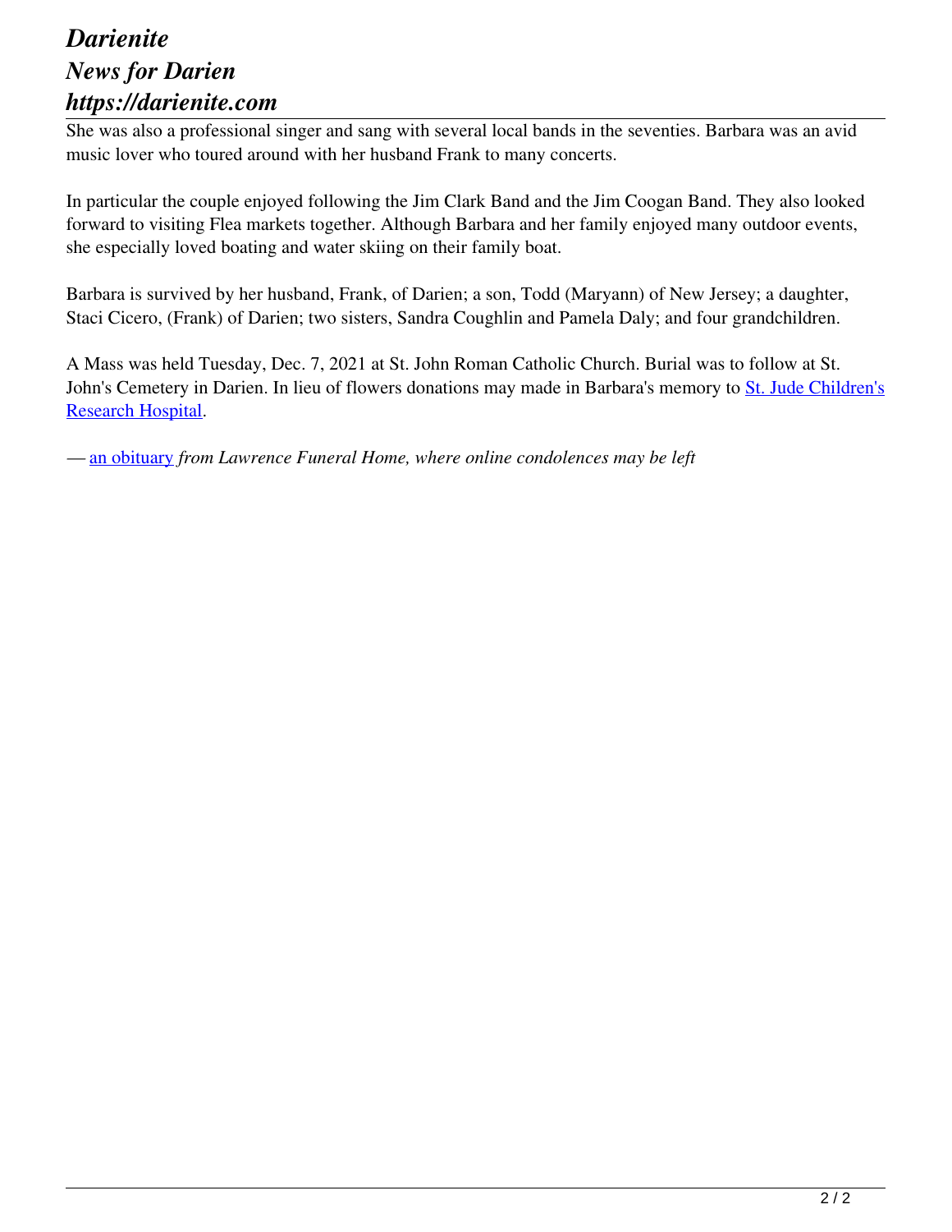She was also a professional singer and sang with several local bands in the seventies. Barbara was an avid music lover who toured around with her husband Frank to many concerts.

In particular the couple enjoyed following the Jim Clark Band and the Jim Coogan Band. They also looked forward to visiting Flea markets together. Although Barbara and her family enjoyed many outdoor events, she especially loved boating and water skiing on their family boat.

Barbara is survived by her husband, Frank, of Darien; a son, Todd (Maryann) of New Jersey; a daughter, Staci Cicero, (Frank) of Darien; two sisters, Sandra Coughlin and Pamela Daly; and four grandchildren.

A Mass was held Tuesday, Dec. 7, 2021 at St. John Roman Catholic Church. Burial was to follow at St. John's Cemetery in Darien. In lieu of flowers donations may made in Barbara's memory to St. Jude Children's Research Hospital.

— an obituary *from Lawrence Funeral Home, where online condolences may be left*